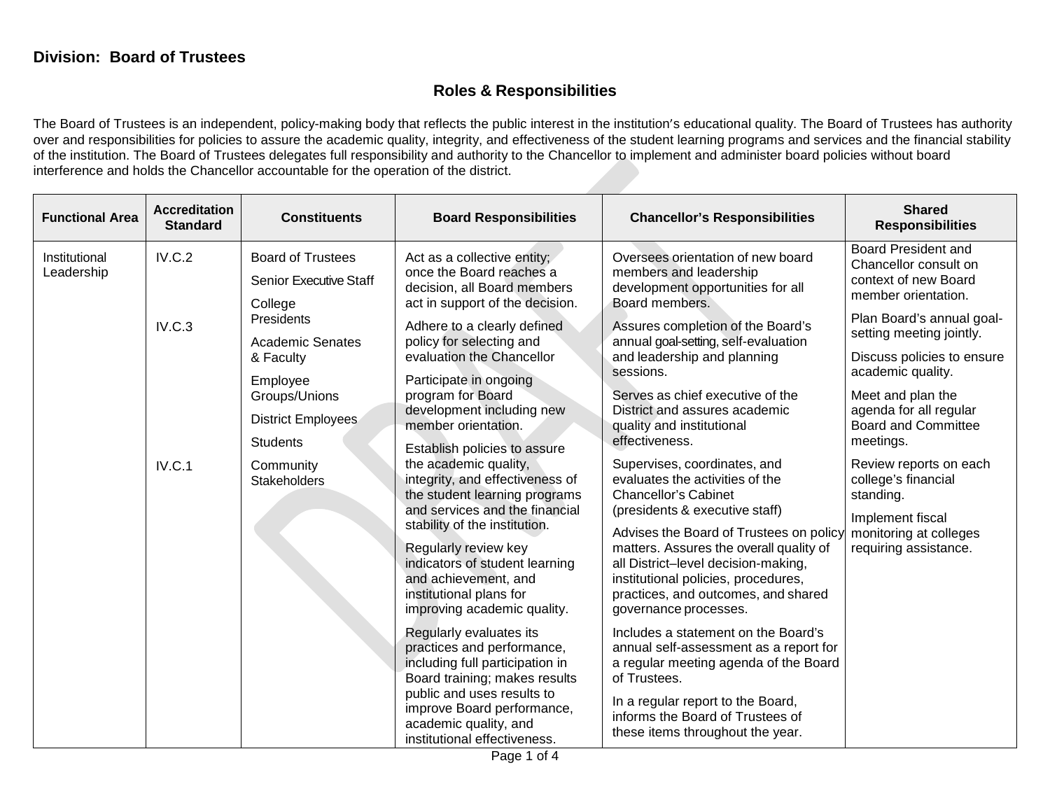**Division: Board of Trustees**

## Roles & Responsibilities

The Board of Trustees is an independent, policy-making body that reflects the public interest in the institution's educational quality. The Board of Trustees has authority over and responsibilities for policies to assure the academic quality, integrity, and effectiveness of the student learning programs and services and the financial stability of the institution. The Board of Trustees delegates full responsibility and authority to the Chancellor to implement and administer board policies without board interference and holds the Chancellor accountable for the operation of the district.

| Functional Area | Accreditation Standard | Constituents | Board Responsibilities | Chancellor's Responsibilities | Shared Responsibilities |
|---|---|---|---|---|---|
| Institutional Leadership | IV.C.2<br><br>IV.C.3<br><br>IV.C.1 | Board of Trustees<br>Senior Executive Staff<br>College Presidents<br>Academic Senates & Faculty<br>Employee Groups/Unions<br>District Employees<br>Students<br>Community Stakeholders | Act as a collective entity; once the Board reaches a decision, all Board members act in support of the decision.<br><br>Adhere to a clearly defined policy for selecting and evaluation the Chancellor<br><br>Participate in ongoing program for Board development including new member orientation.<br><br>Establish policies to assure the academic quality, integrity, and effectiveness of the student learning programs and services and the financial stability of the institution.<br><br>Regularly review key indicators of student learning and achievement, and institutional plans for improving academic quality.<br><br>Regularly evaluates its practices and performance, including full participation in Board training; makes results public and uses results to improve Board performance, academic quality, and institutional effectiveness. | Oversees orientation of new board members and leadership development opportunities for all Board members.<br><br>Assures completion of the Board's annual goal-setting, self-evaluation and leadership and planning sessions.<br><br>Serves as chief executive of the District and assures academic quality and institutional effectiveness.<br><br>Supervises, coordinates, and evaluates the activities of the Chancellor's Cabinet (presidents & executive staff)<br><br>Advises the Board of Trustees on policy matters. Assures the overall quality of all District–level decision-making, institutional policies, procedures, practices, and outcomes, and shared governance processes.<br><br>Includes a statement on the Board's annual self-assessment as a report for a regular meeting agenda of the Board of Trustees.<br><br>In a regular report to the Board, informs the Board of Trustees of these items throughout the year. | Board President and Chancellor consult on context of new Board member orientation.<br><br>Plan Board's annual goal-setting meeting jointly.<br><br>Discuss policies to ensure academic quality.<br><br>Meet and plan the agenda for all regular Board and Committee meetings.<br><br>Review reports on each college's financial standing.<br><br>Implement fiscal monitoring at colleges requiring assistance. |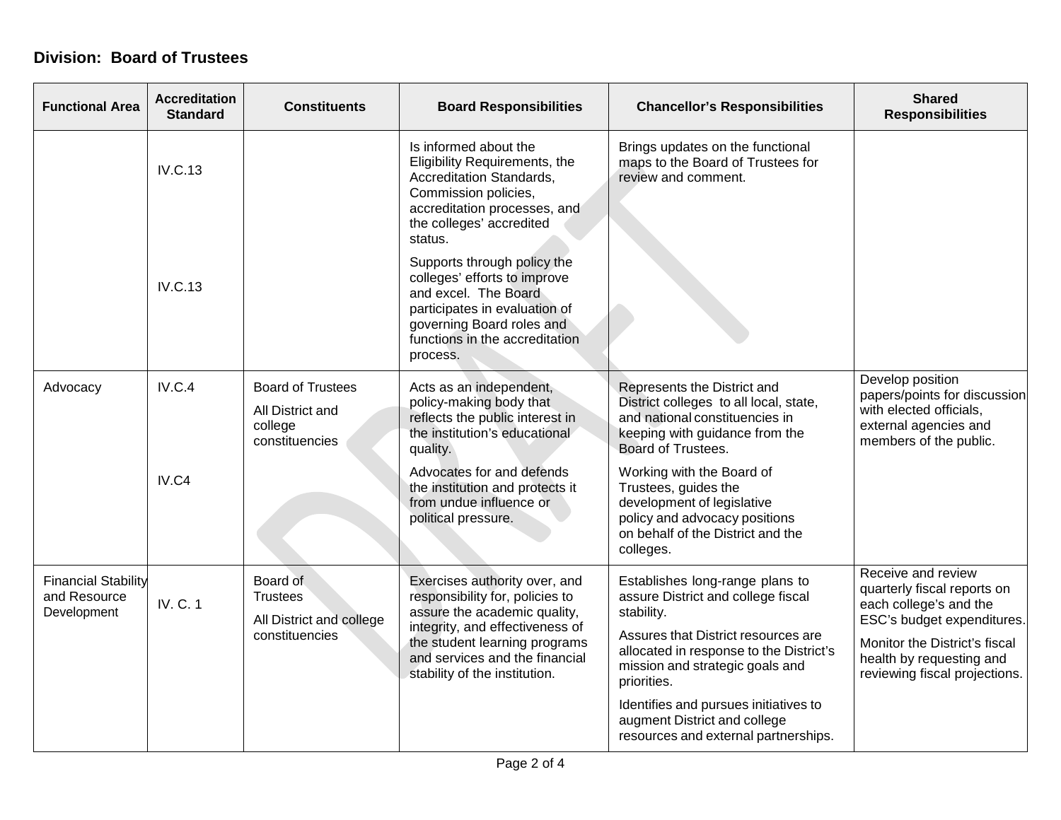**Division: Board of Trustees**

| Functional Area | Accreditation Standard | Constituents | Board Responsibilities | Chancellor's Responsibilities | Shared Responsibilities |
|---|---|---|---|---|---|
| | IV.C.13<br><br>IV.C.13 | | Is informed about the Eligibility Requirements, the Accreditation Standards, Commission policies, accreditation processes, and the colleges' accredited status.<br><br>Supports through policy the colleges' efforts to improve and excel. The Board participates in evaluation of governing Board roles and functions in the accreditation process. | Brings updates on the functional maps to the Board of Trustees for review and comment. | |
| Advocacy | IV.C.4<br><br>IV.C4 | Board of Trustees<br><br>All District and college constituencies | Acts as an independent, policy-making body that reflects the public interest in the institution's educational quality.<br><br>Advocates for and defends the institution and protects it from undue influence or political pressure. | Represents the District and District colleges to all local, state, and national constituencies in keeping with guidance from the Board of Trustees.<br><br>Working with the Board of Trustees, guides the development of legislative policy and advocacy positions on behalf of the District and the colleges. | Develop position papers/points for discussion with elected officials, external agencies and members of the public. |
| Financial Stability and Resource Development | IV. C. 1 | Board of Trustees<br><br>All District and college constituencies | Exercises authority over, and responsibility for, policies to assure the academic quality, integrity, and effectiveness of the student learning programs and services and the financial stability of the institution. | Establishes long-range plans to assure District and college fiscal stability.<br><br>Assures that District resources are allocated in response to the District's mission and strategic goals and priorities.<br><br>Identifies and pursues initiatives to augment District and college resources and external partnerships. | Receive and review quarterly fiscal reports on each college's and the ESC's budget expenditures.<br><br>Monitor the District's fiscal health by requesting and reviewing fiscal projections. |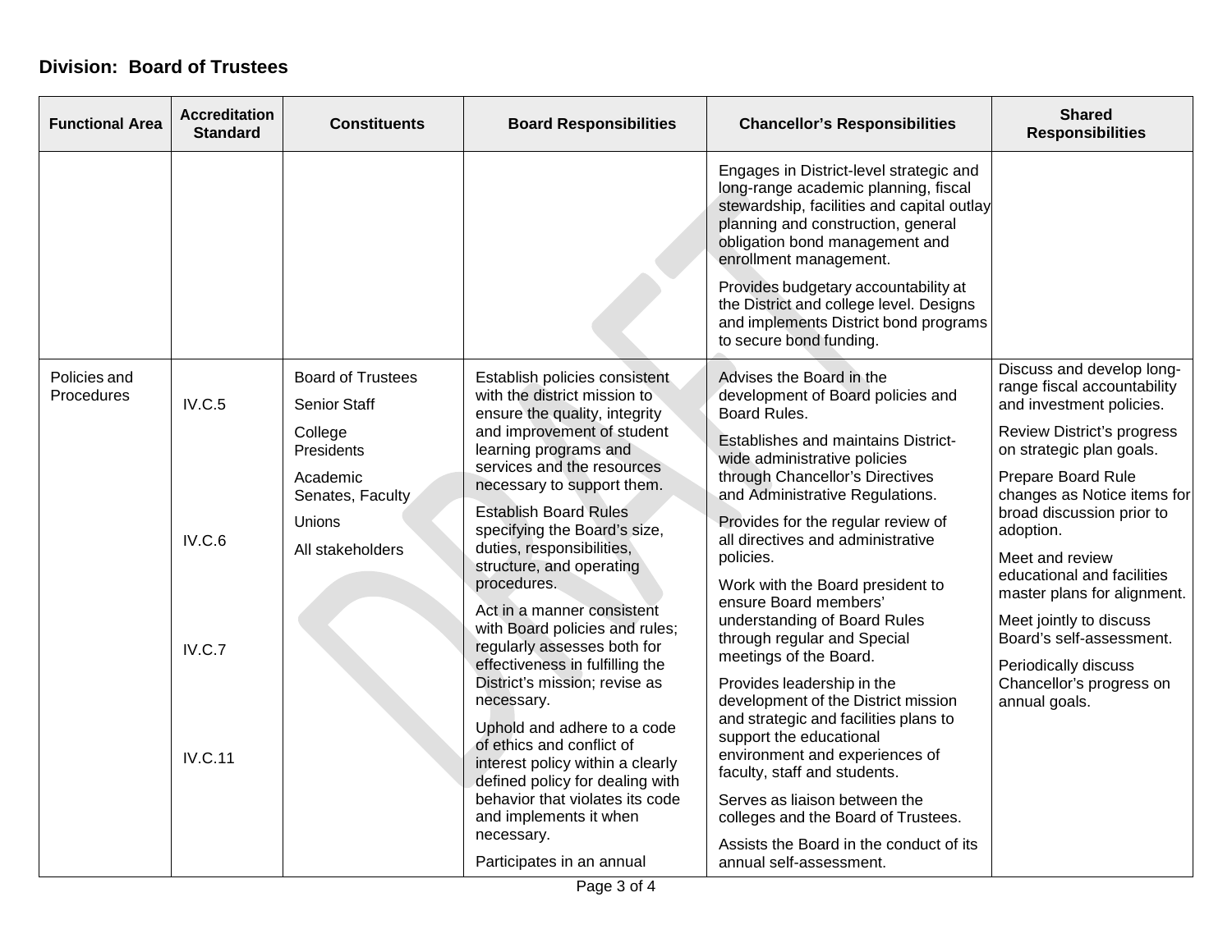**Division: Board of Trustees**

| Functional Area | Accreditation Standard | Constituents | Board Responsibilities | Chancellor's Responsibilities | Shared Responsibilities |
|---|---|---|---|---|---|
| | | | | Engages in District-level strategic and long-range academic planning, fiscal stewardship, facilities and capital outlay planning and construction, general obligation bond management and enrollment management.<br><br>Provides budgetary accountability at the District and college level. Designs and implements District bond programs to secure bond funding. | |
| Policies and Procedures | IV.C.5<br><br>IV.C.6<br><br>IV.C.7<br><br>IV.C.11 | Board of Trustees<br><br>Senior Staff<br><br>College Presidents<br><br>Academic Senates, Faculty<br><br>Unions<br><br>All stakeholders | Establish policies consistent with the district mission to ensure the quality, integrity and improvement of student learning programs and services and the resources necessary to support them.<br><br>Establish Board Rules specifying the Board's size, duties, responsibilities, structure, and operating procedures.<br><br>Act in a manner consistent with Board policies and rules; regularly assesses both for effectiveness in fulfilling the District's mission; revise as necessary.<br><br>Uphold and adhere to a code of ethics and conflict of interest policy within a clearly defined policy for dealing with behavior that violates its code and implements it when necessary.<br><br>Participates in an annual | Advises the Board in the development of Board policies and Board Rules.<br><br>Establishes and maintains District-wide administrative policies through Chancellor's Directives and Administrative Regulations.<br><br>Provides for the regular review of all directives and administrative policies.<br><br>Work with the Board president to ensure Board members' understanding of Board Rules through regular and Special meetings of the Board.<br><br>Provides leadership in the development of the District mission and strategic and facilities plans to support the educational environment and experiences of faculty, staff and students.<br><br>Serves as liaison between the colleges and the Board of Trustees.<br><br>Assists the Board in the conduct of its annual self-assessment. | Discuss and develop long-range fiscal accountability and investment policies.<br><br>Review District's progress on strategic plan goals.<br><br>Prepare Board Rule changes as Notice items for broad discussion prior to adoption.<br><br>Meet and review educational and facilities master plans for alignment.<br><br>Meet jointly to discuss Board's self-assessment.<br><br>Periodically discuss Chancellor's progress on annual goals. |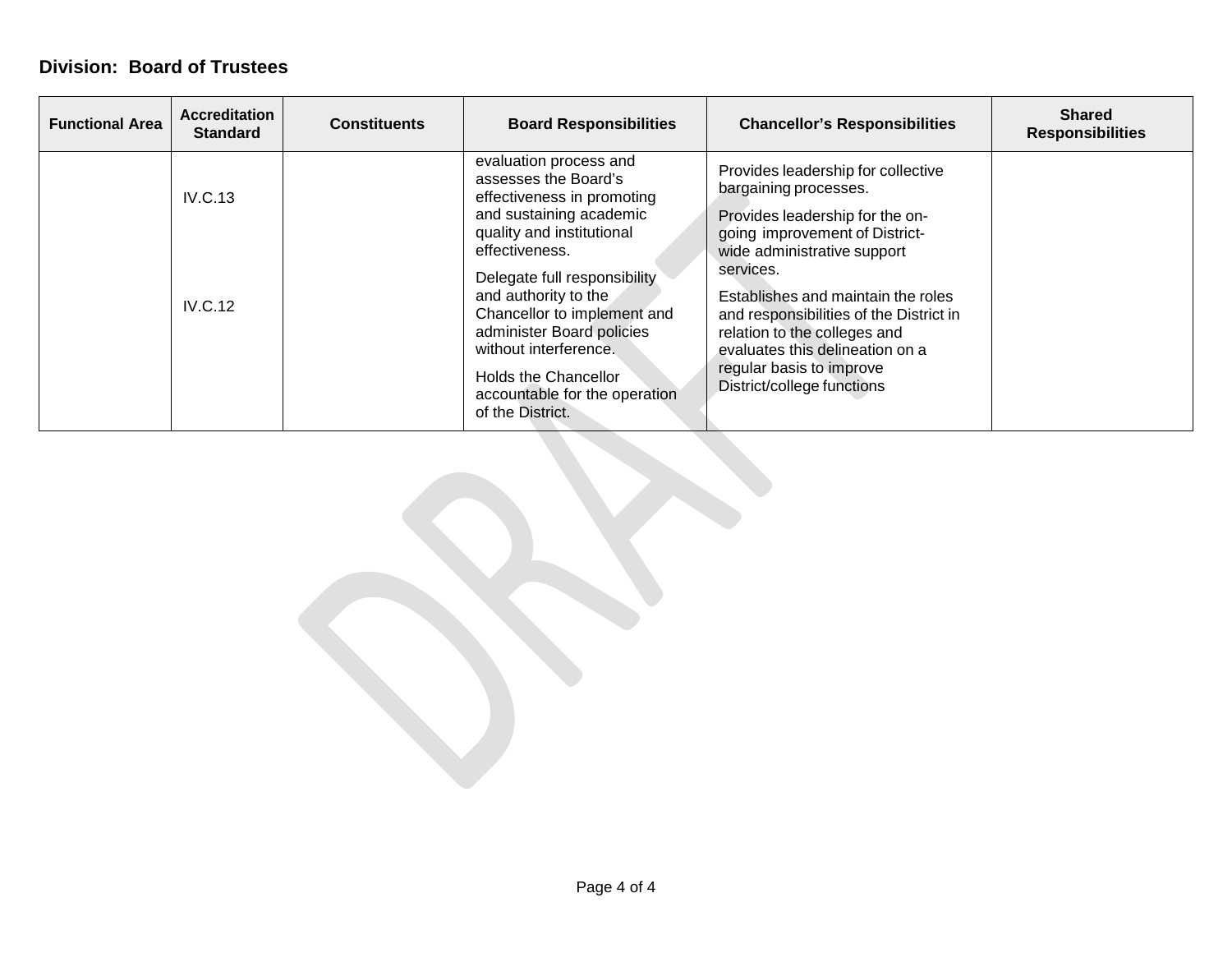**Division: Board of Trustees**

| Functional Area | Accreditation Standard | Constituents | Board Responsibilities | Chancellor's Responsibilities | Shared Responsibilities |
|---|---|---|---|---|---|
| | IV.C.13<br><br>IV.C.12 | | evaluation process and assesses the Board's effectiveness in promoting and sustaining academic quality and institutional effectiveness.<br><br>Delegate full responsibility and authority to the Chancellor to implement and administer Board policies without interference.<br><br>Holds the Chancellor accountable for the operation of the District. | Provides leadership for collective bargaining processes.<br><br>Provides leadership for the on-going improvement of District-wide administrative support services.<br><br>Establishes and maintain the roles and responsibilities of the District in relation to the colleges and evaluates this delineation on a regular basis to improve District/college functions | |